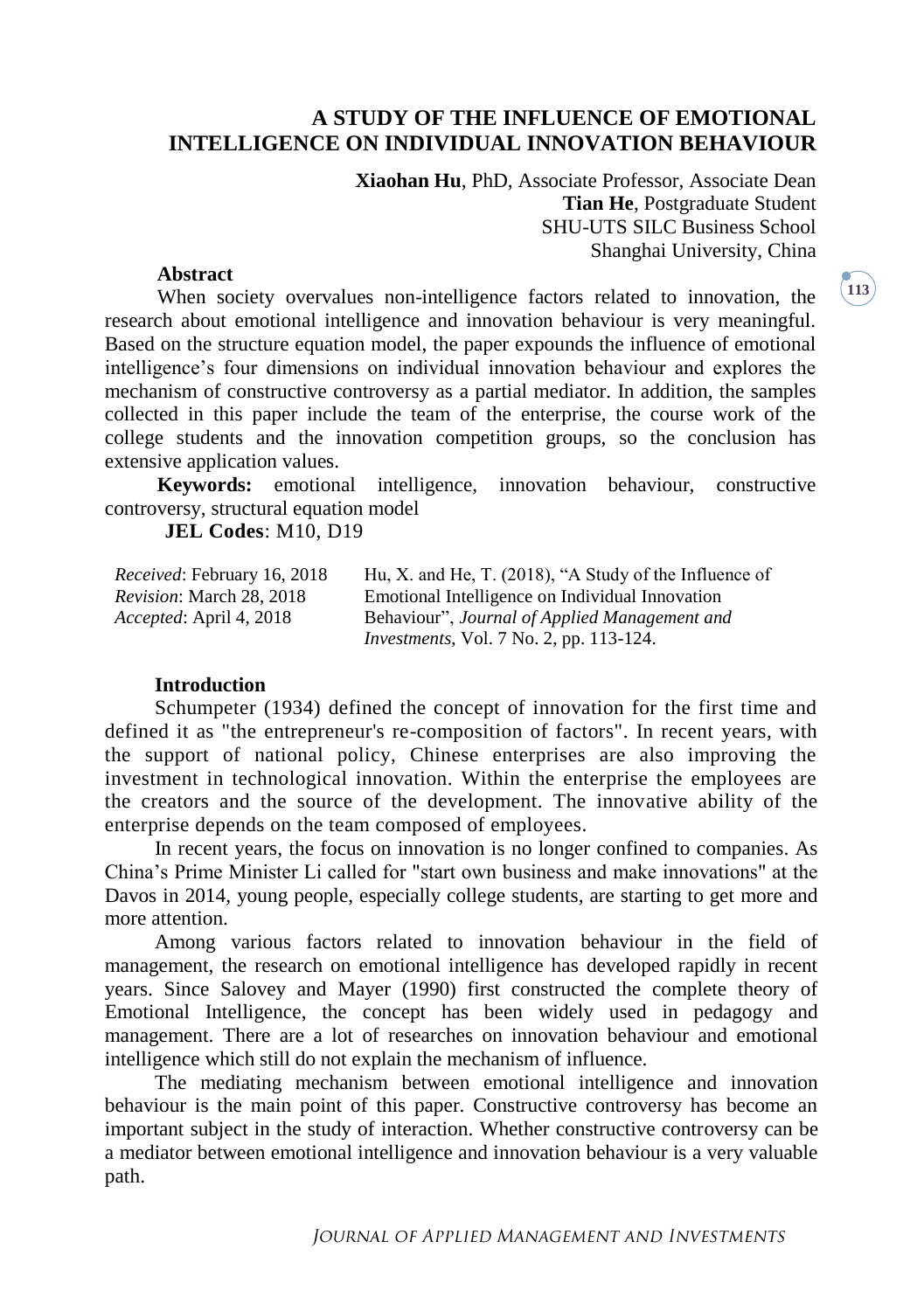# A STUDY OF THE INFLUENCE OF EMOTIONAL INTELLIGENCE ON INDIVIDUAL INNOVATION BEHAVIOUR

**Xiaohan Hu**, PhD, Associate Professor, Associate Dean
**Tian He**, Postgraduate Student
SHU-UTS SILC Business School
Shanghai University, China

## Abstract

When society overvalues non-intelligence factors related to innovation, the research about emotional intelligence and innovation behaviour is very meaningful. Based on the structure equation model, the paper expounds the influence of emotional intelligence's four dimensions on individual innovation behaviour and explores the mechanism of constructive controversy as a partial mediator. In addition, the samples collected in this paper include the team of the enterprise, the course work of the college students and the innovation competition groups, so the conclusion has extensive application values.

**Keywords:** emotional intelligence, innovation behaviour, constructive controversy, structural equation model

**JEL Codes**: M10, D19

*Received*: February 16, 2018
*Revision*: March 28, 2018
*Accepted*: April 4, 2018

Hu, X. and He, T. (2018), "A Study of the Influence of Emotional Intelligence on Individual Innovation Behaviour", *Journal of Applied Management and Investments*, Vol. 7 No. 2, pp. 113-124.

## Introduction

Schumpeter (1934) defined the concept of innovation for the first time and defined it as "the entrepreneur's re-composition of factors". In recent years, with the support of national policy, Chinese enterprises are also improving the investment in technological innovation. Within the enterprise the employees are the creators and the source of the development. The innovative ability of the enterprise depends on the team composed of employees.

In recent years, the focus on innovation is no longer confined to companies. As China's Prime Minister Li called for "start own business and make innovations" at the Davos in 2014, young people, especially college students, are starting to get more and more attention.

Among various factors related to innovation behaviour in the field of management, the research on emotional intelligence has developed rapidly in recent years. Since Salovey and Mayer (1990) first constructed the complete theory of Emotional Intelligence, the concept has been widely used in pedagogy and management. There are a lot of researches on innovation behaviour and emotional intelligence which still do not explain the mechanism of influence.

The mediating mechanism between emotional intelligence and innovation behaviour is the main point of this paper. Constructive controversy has become an important subject in the study of interaction. Whether constructive controversy can be a mediator between emotional intelligence and innovation behaviour is a very valuable path.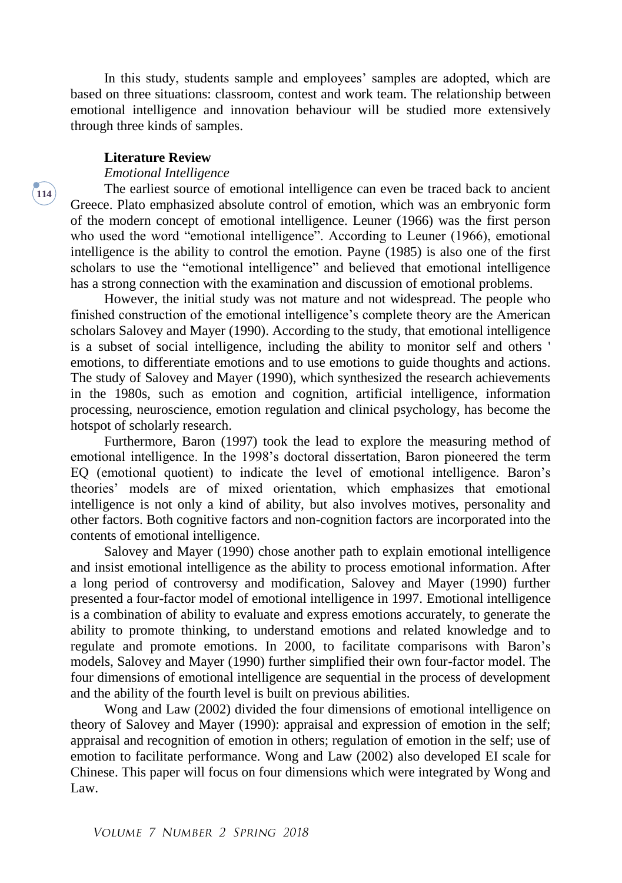In this study, students sample and employees' samples are adopted, which are based on three situations: classroom, contest and work team. The relationship between emotional intelligence and innovation behaviour will be studied more extensively through three kinds of samples.

## Literature Review

### *Emotional Intelligence*

The earliest source of emotional intelligence can even be traced back to ancient Greece. Plato emphasized absolute control of emotion, which was an embryonic form of the modern concept of emotional intelligence. Leuner (1966) was the first person who used the word "emotional intelligence". According to Leuner (1966), emotional intelligence is the ability to control the emotion. Payne (1985) is also one of the first scholars to use the "emotional intelligence" and believed that emotional intelligence has a strong connection with the examination and discussion of emotional problems.

However, the initial study was not mature and not widespread. The people who finished construction of the emotional intelligence's complete theory are the American scholars Salovey and Mayer (1990). According to the study, that emotional intelligence is a subset of social intelligence, including the ability to monitor self and others ' emotions, to differentiate emotions and to use emotions to guide thoughts and actions. The study of Salovey and Mayer (1990), which synthesized the research achievements in the 1980s, such as emotion and cognition, artificial intelligence, information processing, neuroscience, emotion regulation and clinical psychology, has become the hotspot of scholarly research.

Furthermore, Baron (1997) took the lead to explore the measuring method of emotional intelligence. In the 1998's doctoral dissertation, Baron pioneered the term EQ (emotional quotient) to indicate the level of emotional intelligence. Baron's theories' models are of mixed orientation, which emphasizes that emotional intelligence is not only a kind of ability, but also involves motives, personality and other factors. Both cognitive factors and non-cognition factors are incorporated into the contents of emotional intelligence.

Salovey and Mayer (1990) chose another path to explain emotional intelligence and insist emotional intelligence as the ability to process emotional information. After a long period of controversy and modification, Salovey and Mayer (1990) further presented a four-factor model of emotional intelligence in 1997. Emotional intelligence is a combination of ability to evaluate and express emotions accurately, to generate the ability to promote thinking, to understand emotions and related knowledge and to regulate and promote emotions. In 2000, to facilitate comparisons with Baron's models, Salovey and Mayer (1990) further simplified their own four-factor model. The four dimensions of emotional intelligence are sequential in the process of development and the ability of the fourth level is built on previous abilities.

Wong and Law (2002) divided the four dimensions of emotional intelligence on theory of Salovey and Mayer (1990): appraisal and expression of emotion in the self; appraisal and recognition of emotion in others; regulation of emotion in the self; use of emotion to facilitate performance. Wong and Law (2002) also developed EI scale for Chinese. This paper will focus on four dimensions which were integrated by Wong and Law.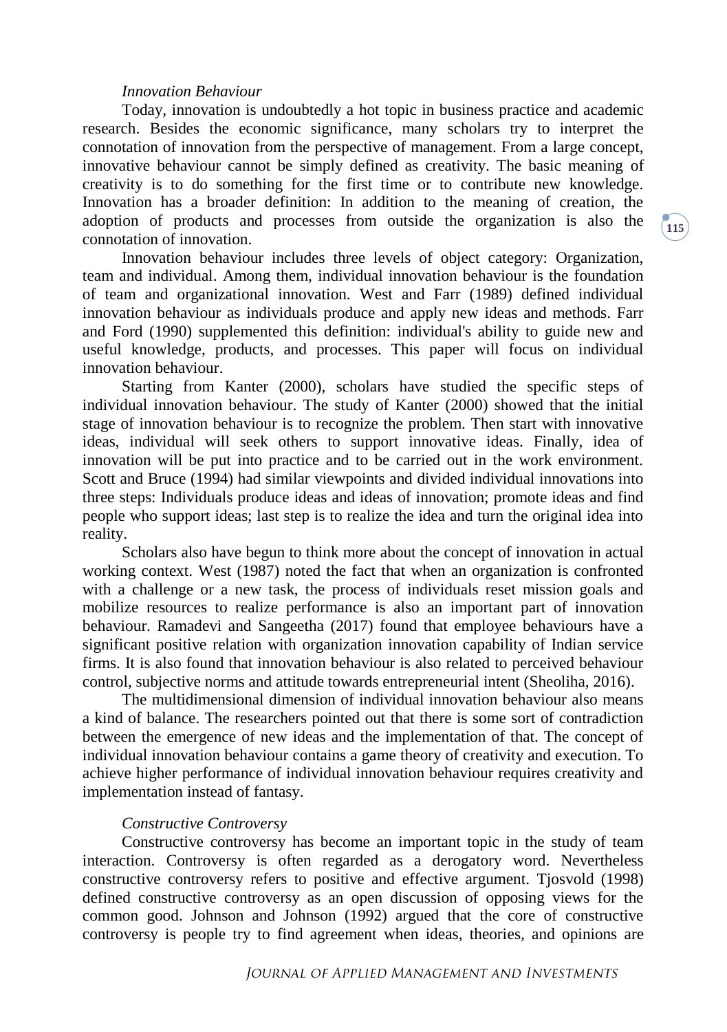*Innovation Behaviour*

Today, innovation is undoubtedly a hot topic in business practice and academic research. Besides the economic significance, many scholars try to interpret the connotation of innovation from the perspective of management. From a large concept, innovative behaviour cannot be simply defined as creativity. The basic meaning of creativity is to do something for the first time or to contribute new knowledge. Innovation has a broader definition: In addition to the meaning of creation, the adoption of products and processes from outside the organization is also the connotation of innovation.

Innovation behaviour includes three levels of object category: Organization, team and individual. Among them, individual innovation behaviour is the foundation of team and organizational innovation. West and Farr (1989) defined individual innovation behaviour as individuals produce and apply new ideas and methods. Farr and Ford (1990) supplemented this definition: individual's ability to guide new and useful knowledge, products, and processes. This paper will focus on individual innovation behaviour.

Starting from Kanter (2000), scholars have studied the specific steps of individual innovation behaviour. The study of Kanter (2000) showed that the initial stage of innovation behaviour is to recognize the problem. Then start with innovative ideas, individual will seek others to support innovative ideas. Finally, idea of innovation will be put into practice and to be carried out in the work environment. Scott and Bruce (1994) had similar viewpoints and divided individual innovations into three steps: Individuals produce ideas and ideas of innovation; promote ideas and find people who support ideas; last step is to realize the idea and turn the original idea into reality.

Scholars also have begun to think more about the concept of innovation in actual working context. West (1987) noted the fact that when an organization is confronted with a challenge or a new task, the process of individuals reset mission goals and mobilize resources to realize performance is also an important part of innovation behaviour. Ramadevi and Sangeetha (2017) found that employee behaviours have a significant positive relation with organization innovation capability of Indian service firms. It is also found that innovation behaviour is also related to perceived behaviour control, subjective norms and attitude towards entrepreneurial intent (Sheoliha, 2016).

The multidimensional dimension of individual innovation behaviour also means a kind of balance. The researchers pointed out that there is some sort of contradiction between the emergence of new ideas and the implementation of that. The concept of individual innovation behaviour contains a game theory of creativity and execution. To achieve higher performance of individual innovation behaviour requires creativity and implementation instead of fantasy.

*Constructive Controversy*

Constructive controversy has become an important topic in the study of team interaction. Controversy is often regarded as a derogatory word. Nevertheless constructive controversy refers to positive and effective argument. Tjosvold (1998) defined constructive controversy as an open discussion of opposing views for the common good. Johnson and Johnson (1992) argued that the core of constructive controversy is people try to find agreement when ideas, theories, and opinions are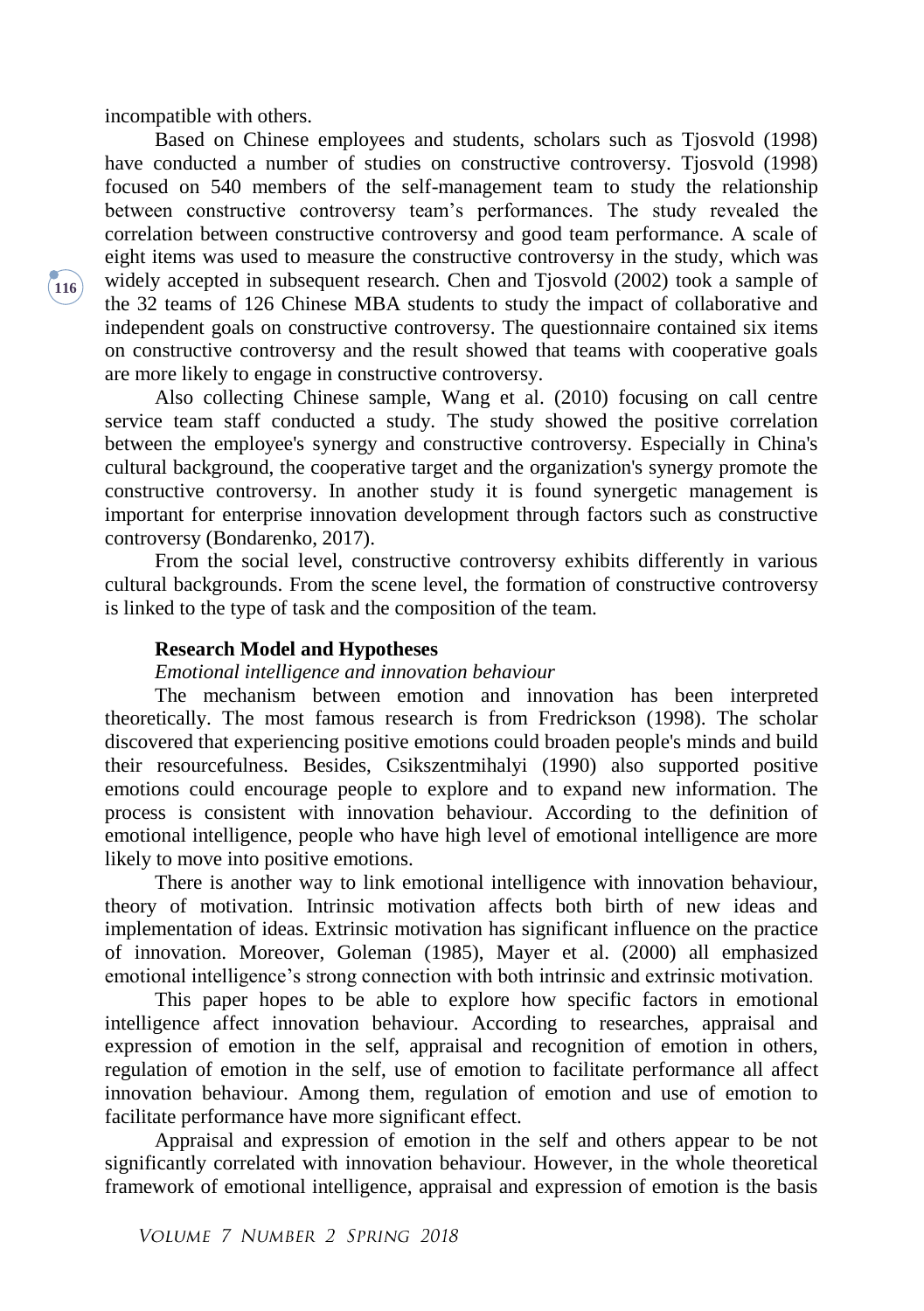incompatible with others.

Based on Chinese employees and students, scholars such as Tjosvold (1998) have conducted a number of studies on constructive controversy. Tjosvold (1998) focused on 540 members of the self-management team to study the relationship between constructive controversy team's performances. The study revealed the correlation between constructive controversy and good team performance. A scale of eight items was used to measure the constructive controversy in the study, which was widely accepted in subsequent research. Chen and Tjosvold (2002) took a sample of the 32 teams of 126 Chinese MBA students to study the impact of collaborative and independent goals on constructive controversy. The questionnaire contained six items on constructive controversy and the result showed that teams with cooperative goals are more likely to engage in constructive controversy.

Also collecting Chinese sample, Wang et al. (2010) focusing on call centre service team staff conducted a study. The study showed the positive correlation between the employee's synergy and constructive controversy. Especially in China's cultural background, the cooperative target and the organization's synergy promote the constructive controversy. In another study it is found synergetic management is important for enterprise innovation development through factors such as constructive controversy (Bondarenko, 2017).

From the social level, constructive controversy exhibits differently in various cultural backgrounds. From the scene level, the formation of constructive controversy is linked to the type of task and the composition of the team.

### Research Model and Hypotheses

*Emotional intelligence and innovation behaviour*

The mechanism between emotion and innovation has been interpreted theoretically. The most famous research is from Fredrickson (1998). The scholar discovered that experiencing positive emotions could broaden people's minds and build their resourcefulness. Besides, Csikszentmihalyi (1990) also supported positive emotions could encourage people to explore and to expand new information. The process is consistent with innovation behaviour. According to the definition of emotional intelligence, people who have high level of emotional intelligence are more likely to move into positive emotions.

There is another way to link emotional intelligence with innovation behaviour, theory of motivation. Intrinsic motivation affects both birth of new ideas and implementation of ideas. Extrinsic motivation has significant influence on the practice of innovation. Moreover, Goleman (1985), Mayer et al. (2000) all emphasized emotional intelligence's strong connection with both intrinsic and extrinsic motivation.

This paper hopes to be able to explore how specific factors in emotional intelligence affect innovation behaviour. According to researches, appraisal and expression of emotion in the self, appraisal and recognition of emotion in others, regulation of emotion in the self, use of emotion to facilitate performance all affect innovation behaviour. Among them, regulation of emotion and use of emotion to facilitate performance have more significant effect.

Appraisal and expression of emotion in the self and others appear to be not significantly correlated with innovation behaviour. However, in the whole theoretical framework of emotional intelligence, appraisal and expression of emotion is the basis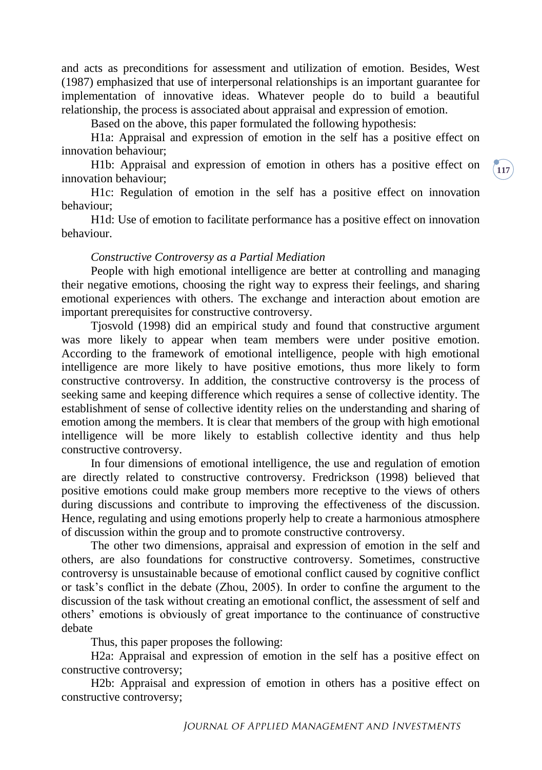and acts as preconditions for assessment and utilization of emotion. Besides, West (1987) emphasized that use of interpersonal relationships is an important guarantee for implementation of innovative ideas. Whatever people do to build a beautiful relationship, the process is associated about appraisal and expression of emotion.

Based on the above, this paper formulated the following hypothesis:

H1a: Appraisal and expression of emotion in the self has a positive effect on innovation behaviour;

H1b: Appraisal and expression of emotion in others has a positive effect on innovation behaviour;

H1c: Regulation of emotion in the self has a positive effect on innovation behaviour;

H1d: Use of emotion to facilitate performance has a positive effect on innovation behaviour.

*Constructive Controversy as a Partial Mediation*

People with high emotional intelligence are better at controlling and managing their negative emotions, choosing the right way to express their feelings, and sharing emotional experiences with others. The exchange and interaction about emotion are important prerequisites for constructive controversy.

Tjosvold (1998) did an empirical study and found that constructive argument was more likely to appear when team members were under positive emotion. According to the framework of emotional intelligence, people with high emotional intelligence are more likely to have positive emotions, thus more likely to form constructive controversy. In addition, the constructive controversy is the process of seeking same and keeping difference which requires a sense of collective identity. The establishment of sense of collective identity relies on the understanding and sharing of emotion among the members. It is clear that members of the group with high emotional intelligence will be more likely to establish collective identity and thus help constructive controversy.

In four dimensions of emotional intelligence, the use and regulation of emotion are directly related to constructive controversy. Fredrickson (1998) believed that positive emotions could make group members more receptive to the views of others during discussions and contribute to improving the effectiveness of the discussion. Hence, regulating and using emotions properly help to create a harmonious atmosphere of discussion within the group and to promote constructive controversy.

The other two dimensions, appraisal and expression of emotion in the self and others, are also foundations for constructive controversy. Sometimes, constructive controversy is unsustainable because of emotional conflict caused by cognitive conflict or task's conflict in the debate (Zhou, 2005). In order to confine the argument to the discussion of the task without creating an emotional conflict, the assessment of self and others' emotions is obviously of great importance to the continuance of constructive debate

Thus, this paper proposes the following:

H2a: Appraisal and expression of emotion in the self has a positive effect on constructive controversy;

H2b: Appraisal and expression of emotion in others has a positive effect on constructive controversy;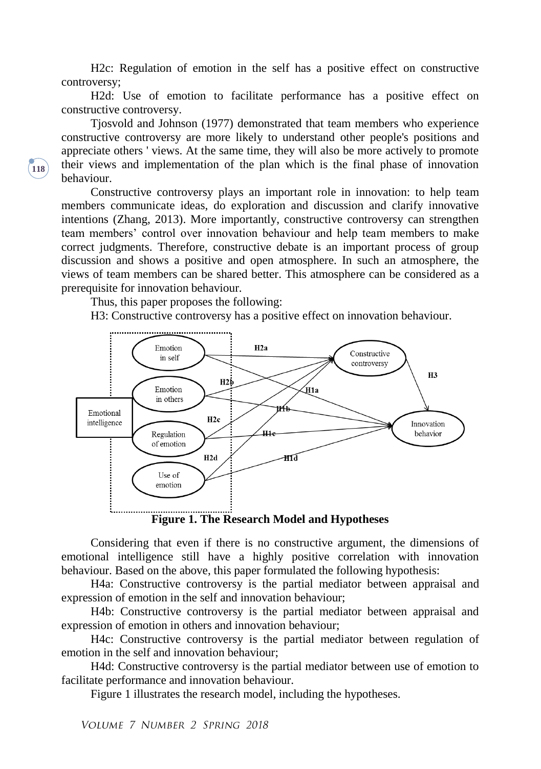H2c: Regulation of emotion in the self has a positive effect on constructive controversy;

H2d: Use of emotion to facilitate performance has a positive effect on constructive controversy.

Tjosvold and Johnson (1977) demonstrated that team members who experience constructive controversy are more likely to understand other people's positions and appreciate others ' views. At the same time, they will also be more actively to promote their views and implementation of the plan which is the final phase of innovation behaviour.

Constructive controversy plays an important role in innovation: to help team members communicate ideas, do exploration and discussion and clarify innovative intentions (Zhang, 2013). More importantly, constructive controversy can strengthen team members' control over innovation behaviour and help team members to make correct judgments. Therefore, constructive debate is an important process of group discussion and shows a positive and open atmosphere. In such an atmosphere, the views of team members can be shared better. This atmosphere can be considered as a prerequisite for innovation behaviour.

Thus, this paper proposes the following:

H3: Constructive controversy has a positive effect on innovation behaviour.

**Figure 1. The Research Model and Hypotheses**

Considering that even if there is no constructive argument, the dimensions of emotional intelligence still have a highly positive correlation with innovation behaviour. Based on the above, this paper formulated the following hypothesis:

H4a: Constructive controversy is the partial mediator between appraisal and expression of emotion in the self and innovation behaviour;

H4b: Constructive controversy is the partial mediator between appraisal and expression of emotion in others and innovation behaviour;

H4c: Constructive controversy is the partial mediator between regulation of emotion in the self and innovation behaviour;

H4d: Constructive controversy is the partial mediator between use of emotion to facilitate performance and innovation behaviour.

Figure 1 illustrates the research model, including the hypotheses.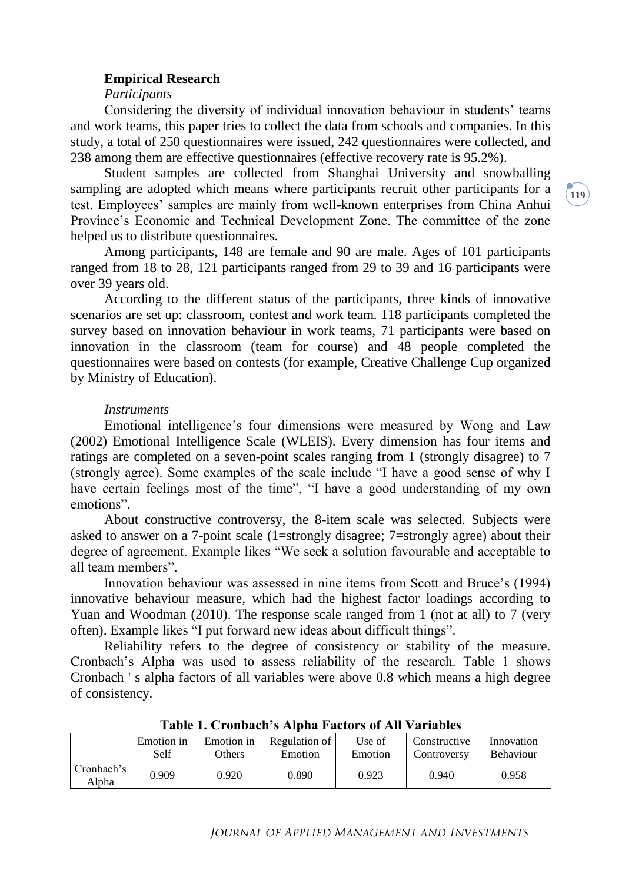## Empirical Research

*Participants*

Considering the diversity of individual innovation behaviour in students' teams and work teams, this paper tries to collect the data from schools and companies. In this study, a total of 250 questionnaires were issued, 242 questionnaires were collected, and 238 among them are effective questionnaires (effective recovery rate is 95.2%).

Student samples are collected from Shanghai University and snowballing sampling are adopted which means where participants recruit other participants for a test. Employees' samples are mainly from well-known enterprises from China Anhui Province's Economic and Technical Development Zone. The committee of the zone helped us to distribute questionnaires.

Among participants, 148 are female and 90 are male. Ages of 101 participants ranged from 18 to 28, 121 participants ranged from 29 to 39 and 16 participants were over 39 years old.

According to the different status of the participants, three kinds of innovative scenarios are set up: classroom, contest and work team. 118 participants completed the survey based on innovation behaviour in work teams, 71 participants were based on innovation in the classroom (team for course) and 48 people completed the questionnaires were based on contests (for example, Creative Challenge Cup organized by Ministry of Education).

*Instruments*

Emotional intelligence's four dimensions were measured by Wong and Law (2002) Emotional Intelligence Scale (WLEIS). Every dimension has four items and ratings are completed on a seven-point scales ranging from 1 (strongly disagree) to 7 (strongly agree). Some examples of the scale include "I have a good sense of why I have certain feelings most of the time", "I have a good understanding of my own emotions".

About constructive controversy, the 8-item scale was selected. Subjects were asked to answer on a 7-point scale (1=strongly disagree; 7=strongly agree) about their degree of agreement. Example likes "We seek a solution favourable and acceptable to all team members".

Innovation behaviour was assessed in nine items from Scott and Bruce's (1994) innovative behaviour measure, which had the highest factor loadings according to Yuan and Woodman (2010). The response scale ranged from 1 (not at all) to 7 (very often). Example likes "I put forward new ideas about difficult things".

Reliability refers to the degree of consistency or stability of the measure. Cronbach's Alpha was used to assess reliability of the research. Table 1 shows Cronbach ' s alpha factors of all variables were above 0.8 which means a high degree of consistency.

**Table 1. Cronbach's Alpha Factors of All Variables**

| | Emotion in Self | Emotion in Others | Regulation of Emotion | Use of Emotion | Constructive Controversy | Innovation Behaviour |
|---|---|---|---|---|---|---|
| Cronbach's Alpha | 0.909 | 0.920 | 0.890 | 0.923 | 0.940 | 0.958 |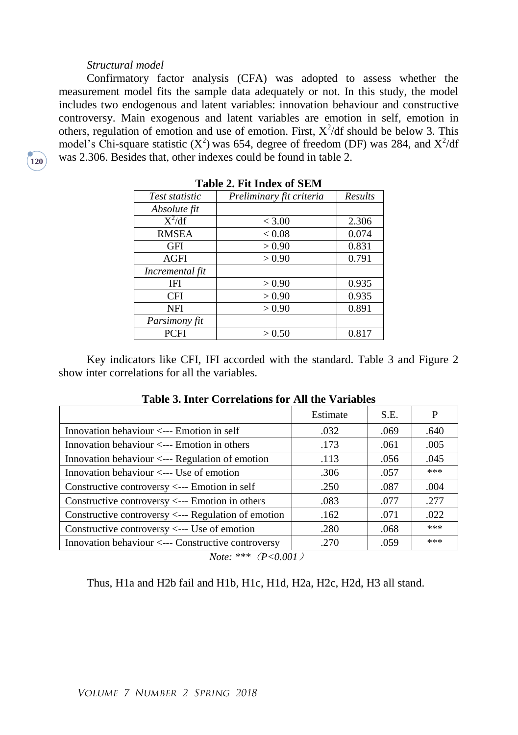*Structural model*

Confirmatory factor analysis (CFA) was adopted to assess whether the measurement model fits the sample data adequately or not. In this study, the model includes two endogenous and latent variables: innovation behaviour and constructive controversy. Main exogenous and latent variables are emotion in self, emotion in others, regulation of emotion and use of emotion. First, $X^2$/df should be below 3. This model's Chi-square statistic ($X^2$) was 654, degree of freedom (DF) was 284, and $X^2$/df was 2.306. Besides that, other indexes could be found in table 2.

**Table 2. Fit Index of SEM**

| *Test statistic* | *Preliminary fit criteria* | *Results* |
|---|---|---|
| *Absolute fit* | | |
| $X^2$/df | < 3.00 | 2.306 |
| RMSEA | < 0.08 | 0.074 |
| GFI | > 0.90 | 0.831 |
| AGFI | > 0.90 | 0.791 |
| *Incremental fit* | | |
| IFI | > 0.90 | 0.935 |
| CFI | > 0.90 | 0.935 |
| NFI | > 0.90 | 0.891 |
| *Parsimony fit* | | |
| PCFI | > 0.50 | 0.817 |

Key indicators like CFI, IFI accorded with the standard. Table 3 and Figure 2 show inter correlations for all the variables.

**Table 3. Inter Correlations for All the Variables**

| | Estimate | S.E. | P |
|---|---|---|---|
| Innovation behaviour <--- Emotion in self | .032 | .069 | .640 |
| Innovation behaviour <--- Emotion in others | .173 | .061 | .005 |
| Innovation behaviour <--- Regulation of emotion | .113 | .056 | .045 |
| Innovation behaviour <--- Use of emotion | .306 | .057 | *** |
| Constructive controversy <--- Emotion in self | .250 | .087 | .004 |
| Constructive controversy <--- Emotion in others | .083 | .077 | .277 |
| Constructive controversy <--- Regulation of emotion | .162 | .071 | .022 |
| Constructive controversy <--- Use of emotion | .280 | .068 | *** |
| Innovation behaviour <--- Constructive controversy | .270 | .059 | *** |

*Note: ***（$P<0.001$）*

Thus, H1a and H2b fail and H1b, H1c, H1d, H2a, H2c, H2d, H3 all stand.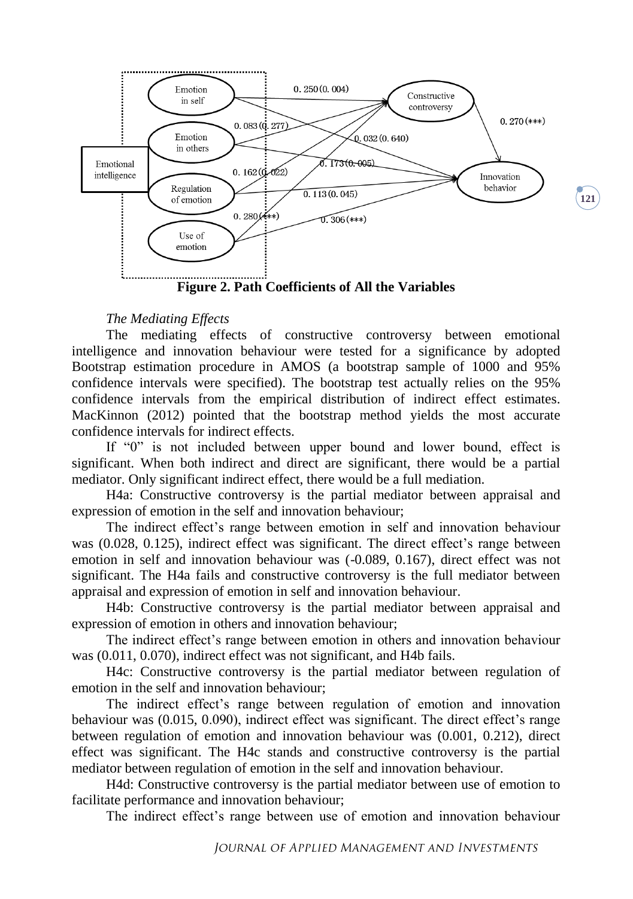**Figure 2. Path Coefficients of All the Variables**

*The Mediating Effects*

The mediating effects of constructive controversy between emotional intelligence and innovation behaviour were tested for a significance by adopted Bootstrap estimation procedure in AMOS (a bootstrap sample of 1000 and 95% confidence intervals were specified). The bootstrap test actually relies on the 95% confidence intervals from the empirical distribution of indirect effect estimates. MacKinnon (2012) pointed that the bootstrap method yields the most accurate confidence intervals for indirect effects.

If "0" is not included between upper bound and lower bound, effect is significant. When both indirect and direct are significant, there would be a partial mediator. Only significant indirect effect, there would be a full mediation.

H4a: Constructive controversy is the partial mediator between appraisal and expression of emotion in the self and innovation behaviour;

The indirect effect's range between emotion in self and innovation behaviour was (0.028, 0.125), indirect effect was significant. The direct effect's range between emotion in self and innovation behaviour was (-0.089, 0.167), direct effect was not significant. The H4a fails and constructive controversy is the full mediator between appraisal and expression of emotion in self and innovation behaviour.

H4b: Constructive controversy is the partial mediator between appraisal and expression of emotion in others and innovation behaviour;

The indirect effect's range between emotion in others and innovation behaviour was (0.011, 0.070), indirect effect was not significant, and H4b fails.

H4c: Constructive controversy is the partial mediator between regulation of emotion in the self and innovation behaviour;

The indirect effect's range between regulation of emotion and innovation behaviour was (0.015, 0.090), indirect effect was significant. The direct effect's range between regulation of emotion and innovation behaviour was (0.001, 0.212), direct effect was significant. The H4c stands and constructive controversy is the partial mediator between regulation of emotion in the self and innovation behaviour.

H4d: Constructive controversy is the partial mediator between use of emotion to facilitate performance and innovation behaviour;

The indirect effect's range between use of emotion and innovation behaviour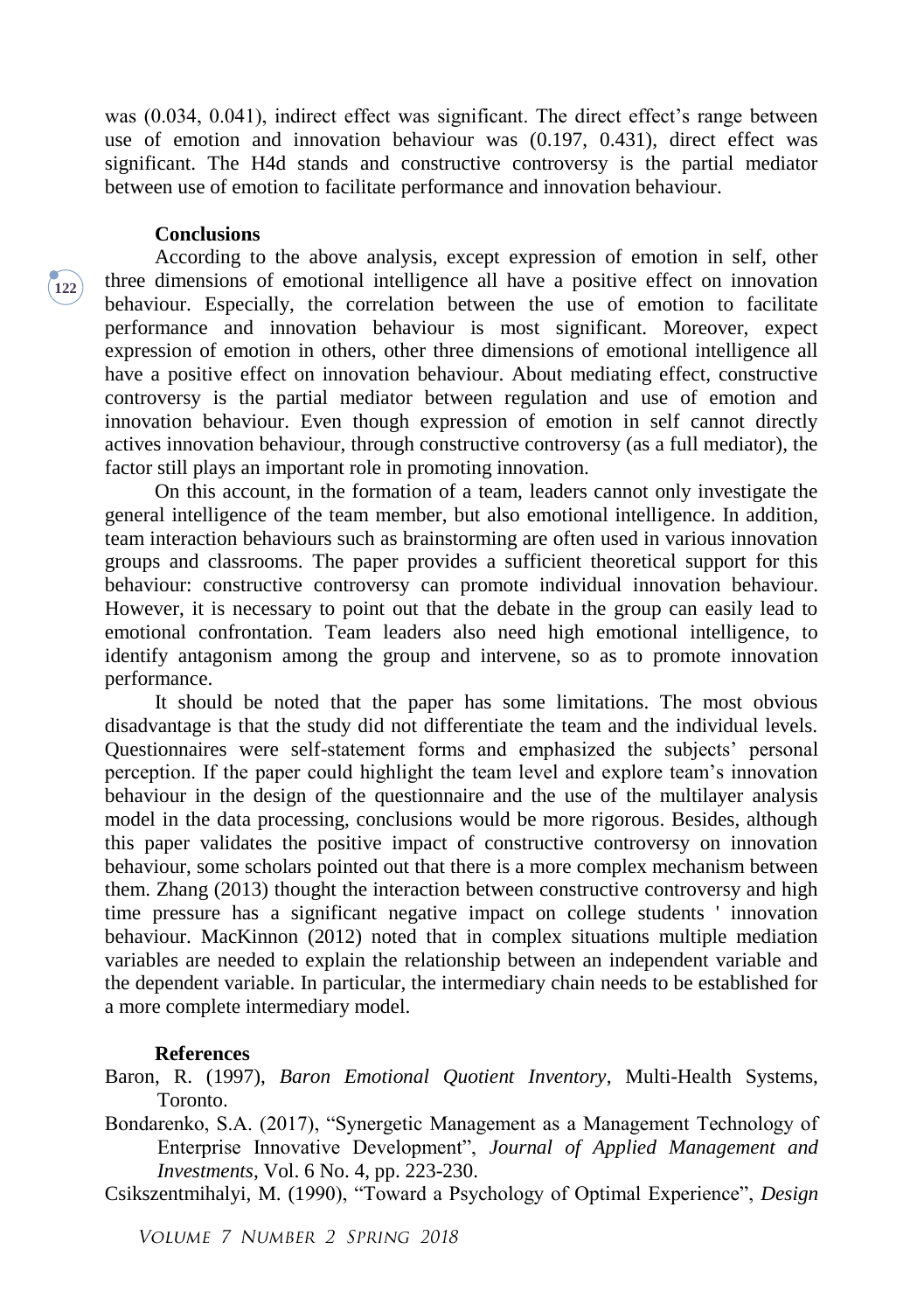was (0.034, 0.041), indirect effect was significant. The direct effect's range between use of emotion and innovation behaviour was (0.197, 0.431), direct effect was significant. The H4d stands and constructive controversy is the partial mediator between use of emotion to facilitate performance and innovation behaviour.

## Conclusions

According to the above analysis, except expression of emotion in self, other three dimensions of emotional intelligence all have a positive effect on innovation behaviour. Especially, the correlation between the use of emotion to facilitate performance and innovation behaviour is most significant. Moreover, expect expression of emotion in others, other three dimensions of emotional intelligence all have a positive effect on innovation behaviour. About mediating effect, constructive controversy is the partial mediator between regulation and use of emotion and innovation behaviour. Even though expression of emotion in self cannot directly actives innovation behaviour, through constructive controversy (as a full mediator), the factor still plays an important role in promoting innovation.

On this account, in the formation of a team, leaders cannot only investigate the general intelligence of the team member, but also emotional intelligence. In addition, team interaction behaviours such as brainstorming are often used in various innovation groups and classrooms. The paper provides a sufficient theoretical support for this behaviour: constructive controversy can promote individual innovation behaviour. However, it is necessary to point out that the debate in the group can easily lead to emotional confrontation. Team leaders also need high emotional intelligence, to identify antagonism among the group and intervene, so as to promote innovation performance.

It should be noted that the paper has some limitations. The most obvious disadvantage is that the study did not differentiate the team and the individual levels. Questionnaires were self-statement forms and emphasized the subjects' personal perception. If the paper could highlight the team level and explore team's innovation behaviour in the design of the questionnaire and the use of the multilayer analysis model in the data processing, conclusions would be more rigorous. Besides, although this paper validates the positive impact of constructive controversy on innovation behaviour, some scholars pointed out that there is a more complex mechanism between them. Zhang (2013) thought the interaction between constructive controversy and high time pressure has a significant negative impact on college students ' innovation behaviour. MacKinnon (2012) noted that in complex situations multiple mediation variables are needed to explain the relationship between an independent variable and the dependent variable. In particular, the intermediary chain needs to be established for a more complete intermediary model.

## References

Baron, R. (1997), *Baron Emotional Quotient Inventory*, Multi-Health Systems, Toronto.

Bondarenko, S.A. (2017), "Synergetic Management as a Management Technology of Enterprise Innovative Development", *Journal of Applied Management and Investments*, Vol. 6 No. 4, pp. 223-230.

Csikszentmihalyi, M. (1990), "Toward a Psychology of Optimal Experience", *Design*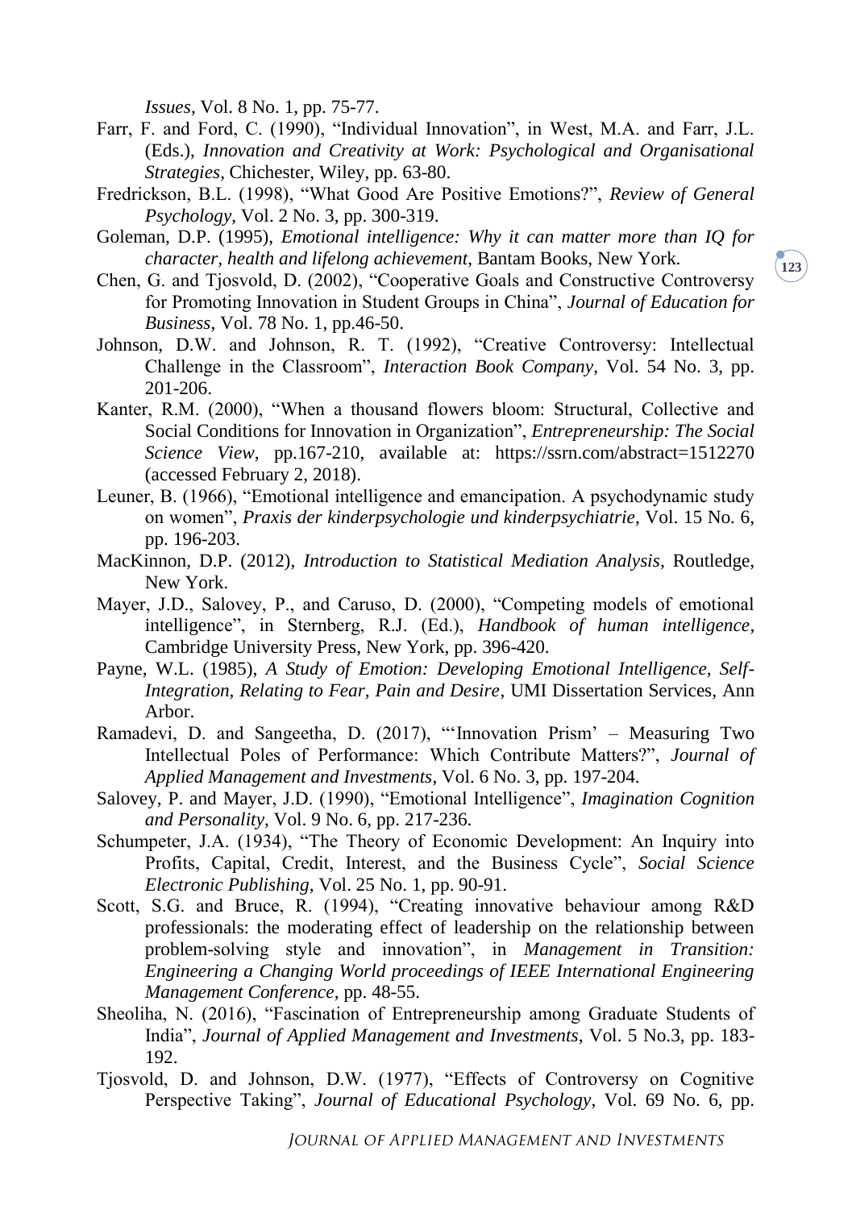*Issues*, Vol. 8 No. 1, pp. 75-77.

Farr, F. and Ford, C. (1990), "Individual Innovation", in West, M.A. and Farr, J.L. (Eds.), *Innovation and Creativity at Work: Psychological and Organisational Strategies*, Chichester, Wiley, pp. 63-80.

Fredrickson, B.L. (1998), "What Good Are Positive Emotions?", *Review of General Psychology*, Vol. 2 No. 3, pp. 300-319.

Goleman, D.P. (1995), *Emotional intelligence: Why it can matter more than IQ for character, health and lifelong achievement*, Bantam Books, New York.

Chen, G. and Tjosvold, D. (2002), "Cooperative Goals and Constructive Controversy for Promoting Innovation in Student Groups in China", *Journal of Education for Business*, Vol. 78 No. 1, pp.46-50.

Johnson, D.W. and Johnson, R. T. (1992), "Creative Controversy: Intellectual Challenge in the Classroom", *Interaction Book Company*, Vol. 54 No. 3, pp. 201-206.

Kanter, R.M. (2000), "When a thousand flowers bloom: Structural, Collective and Social Conditions for Innovation in Organization", *Entrepreneurship: The Social Science View*, pp.167-210, available at: https://ssrn.com/abstract=1512270 (accessed February 2, 2018).

Leuner, B. (1966), "Emotional intelligence and emancipation. A psychodynamic study on women", *Praxis der kinderpsychologie und kinderpsychiatrie*, Vol. 15 No. 6, pp. 196-203.

MacKinnon, D.P. (2012), *Introduction to Statistical Mediation Analysis*, Routledge, New York.

Mayer, J.D., Salovey, P., and Caruso, D. (2000), "Competing models of emotional intelligence", in Sternberg, R.J. (Ed.), *Handbook of human intelligence*, Cambridge University Press, New York, pp. 396-420.

Payne, W.L. (1985), *A Study of Emotion: Developing Emotional Intelligence, Self-Integration, Relating to Fear, Pain and Desire*, UMI Dissertation Services, Ann Arbor.

Ramadevi, D. and Sangeetha, D. (2017), "'Innovation Prism' – Measuring Two Intellectual Poles of Performance: Which Contribute Matters?", *Journal of Applied Management and Investments*, Vol. 6 No. 3, pp. 197-204.

Salovey, P. and Mayer, J.D. (1990), "Emotional Intelligence", *Imagination Cognition and Personality*, Vol. 9 No. 6, pp. 217-236.

Schumpeter, J.A. (1934), "The Theory of Economic Development: An Inquiry into Profits, Capital, Credit, Interest, and the Business Cycle", *Social Science Electronic Publishing*, Vol. 25 No. 1, pp. 90-91.

Scott, S.G. and Bruce, R. (1994), "Creating innovative behaviour among R&D professionals: the moderating effect of leadership on the relationship between problem-solving style and innovation", in *Management in Transition: Engineering a Changing World proceedings of IEEE International Engineering Management Conference*, pp. 48-55.

Sheoliha, N. (2016), "Fascination of Entrepreneurship among Graduate Students of India", *Journal of Applied Management and Investments*, Vol. 5 No.3, pp. 183-192.

Tjosvold, D. and Johnson, D.W. (1977), "Effects of Controversy on Cognitive Perspective Taking", *Journal of Educational Psychology*, Vol. 69 No. 6, pp.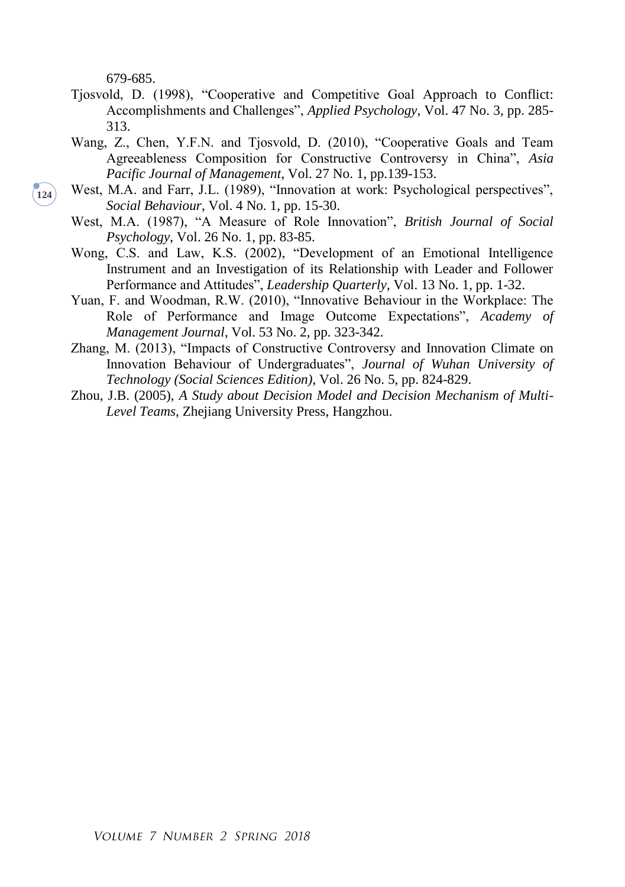679-685.

Tjosvold, D. (1998), "Cooperative and Competitive Goal Approach to Conflict: Accomplishments and Challenges", *Applied Psychology*, Vol. 47 No. 3, pp. 285-313.

Wang, Z., Chen, Y.F.N. and Tjosvold, D. (2010), "Cooperative Goals and Team Agreeableness Composition for Constructive Controversy in China", *Asia Pacific Journal of Management*, Vol. 27 No. 1, pp.139-153.

West, M.A. and Farr, J.L. (1989), "Innovation at work: Psychological perspectives", *Social Behaviour*, Vol. 4 No. 1, pp. 15-30.

West, M.A. (1987), "A Measure of Role Innovation", *British Journal of Social Psychology*, Vol. 26 No. 1, pp. 83-85.

Wong, C.S. and Law, K.S. (2002), "Development of an Emotional Intelligence Instrument and an Investigation of its Relationship with Leader and Follower Performance and Attitudes", *Leadership Quarterly*, Vol. 13 No. 1, pp. 1-32.

Yuan, F. and Woodman, R.W. (2010), "Innovative Behaviour in the Workplace: The Role of Performance and Image Outcome Expectations", *Academy of Management Journal*, Vol. 53 No. 2, pp. 323-342.

Zhang, M. (2013), "Impacts of Constructive Controversy and Innovation Climate on Innovation Behaviour of Undergraduates", *Journal of Wuhan University of Technology (Social Sciences Edition)*, Vol. 26 No. 5, pp. 824-829.

Zhou, J.B. (2005), *A Study about Decision Model and Decision Mechanism of Multi-Level Teams*, Zhejiang University Press, Hangzhou.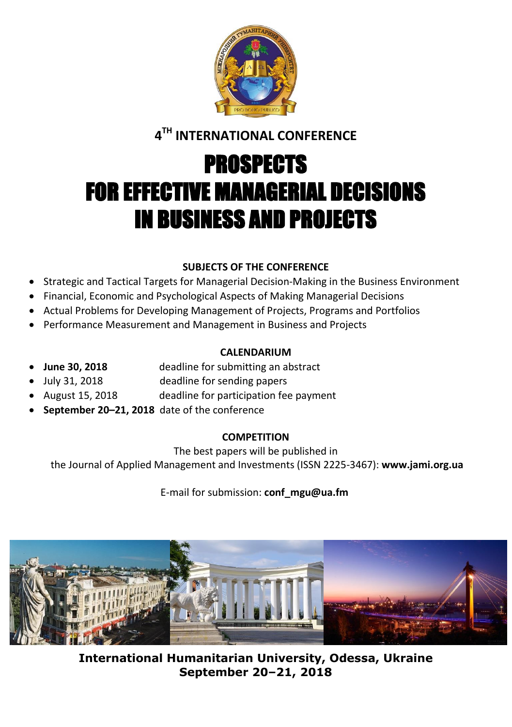## 4[TH] INTERNATIONAL CONFERENCE

# PROSPECTS FOR EFFECTIVE MANAGERIAL DECISIONS IN BUSINESS AND PROJECTS

### SUBJECTS OF THE CONFERENCE

- Strategic and Tactical Targets for Managerial Decision-Making in the Business Environment
- Financial, Economic and Psychological Aspects of Making Managerial Decisions
- Actual Problems for Developing Management of Projects, Programs and Portfolios
- Performance Measurement and Management in Business and Projects

### CALENDARIUM

- **June 30, 2018** deadline for submitting an abstract
- July 31, 2018 deadline for sending papers
- August 15, 2018 deadline for participation fee payment
- **September 20–21, 2018** date of the conference

### COMPETITION

The best papers will be published in
the Journal of Applied Management and Investments (ISSN 2225-3467): **www.jami.org.ua**

E-mail for submission: **conf_mgu@ua.fm**

**International Humanitarian University, Odessa, Ukraine**
**September 20–21, 2018**